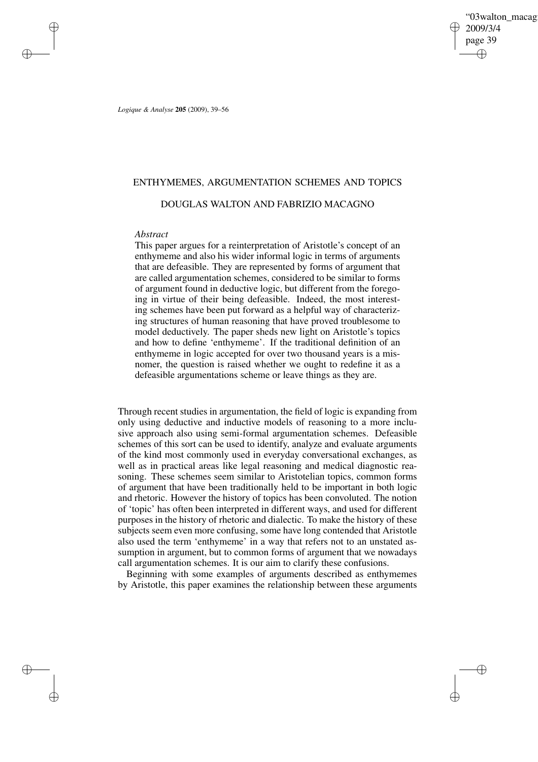# ENTHYMEMES, ARGUMENTATION SCHEMES AND TOPICS

## DOUGLAS WALTON AND FABRIZIO MACAGNO

### *Abstract*

This paper argues for a reinterpretation of Aristotle's concept of an enthymeme and also his wider informal logic in terms of arguments that are defeasible. They are represented by forms of argument that are called argumentation schemes, considered to be similar to forms of argument found in deductive logic, but different from the foregoing in virtue of their being defeasible. Indeed, the most interesting schemes have been put forward as a helpful way of characterizing structures of human reasoning that have proved troublesome to model deductively. The paper sheds new light on Aristotle's topics and how to define 'enthymeme'. If the traditional definition of an enthymeme in logic accepted for over two thousand years is a misnomer, the question is raised whether we ought to redefine it as a defeasible argumentations scheme or leave things as they are.

Through recent studies in argumentation, the field of logic is expanding from only using deductive and inductive models of reasoning to a more inclusive approach also using semi-formal argumentation schemes. Defeasible schemes of this sort can be used to identify, analyze and evaluate arguments of the kind most commonly used in everyday conversational exchanges, as well as in practical areas like legal reasoning and medical diagnostic reasoning. These schemes seem similar to Aristotelian topics, common forms of argument that have been traditionally held to be important in both logic and rhetoric. However the history of topics has been convoluted. The notion of 'topic' has often been interpreted in different ways, and used for different purposes in the history of rhetoric and dialectic. To make the history of these subjects seem even more confusing, some have long contended that Aristotle also used the term 'enthymeme' in a way that refers not to an unstated assumption in argument, but to common forms of argument that we nowadays call argumentation schemes. It is our aim to clarify these confusions.

Beginning with some examples of arguments described as enthymemes by Aristotle, this paper examines the relationship between these arguments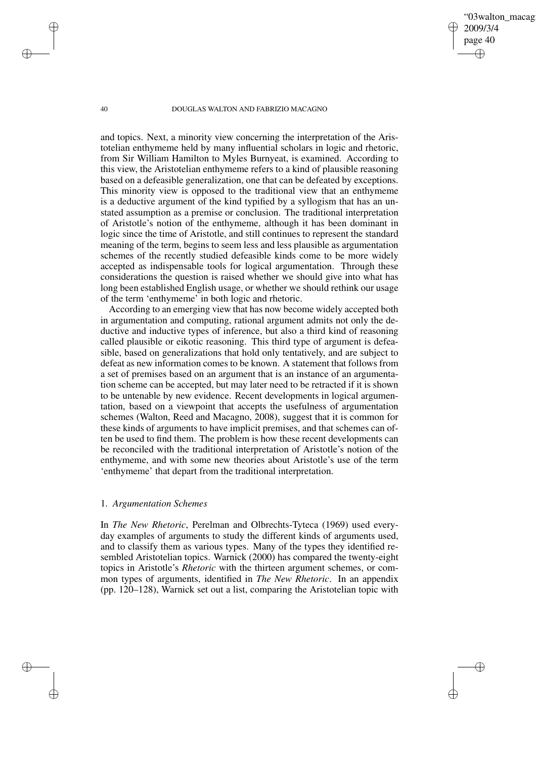and topics. Next, a minority view concerning the interpretation of the Aristotelian enthymeme held by many influential scholars in logic and rhetoric, from Sir William Hamilton to Myles Burnyeat, is examined. According to this view, the Aristotelian enthymeme refers to a kind of plausible reasoning based on a defeasible generalization, one that can be defeated by exceptions. This minority view is opposed to the traditional view that an enthymeme is a deductive argument of the kind typified by a syllogism that has an unstated assumption as a premise or conclusion. The traditional interpretation of Aristotle's notion of the enthymeme, although it has been dominant in logic since the time of Aristotle, and still continues to represent the standard meaning of the term, begins to seem less and less plausible as argumentation schemes of the recently studied defeasible kinds come to be more widely accepted as indispensable tools for logical argumentation. Through these considerations the question is raised whether we should give into what has long been established English usage, or whether we should rethink our usage of the term 'enthymeme' in both logic and rhetoric.

According to an emerging view that has now become widely accepted both in argumentation and computing, rational argument admits not only the deductive and inductive types of inference, but also a third kind of reasoning called plausible or eikotic reasoning. This third type of argument is defeasible, based on generalizations that hold only tentatively, and are subject to defeat as new information comes to be known. A statement that follows from a set of premises based on an argument that is an instance of an argumentation scheme can be accepted, but may later need to be retracted if it is shown to be untenable by new evidence. Recent developments in logical argumentation, based on a viewpoint that accepts the usefulness of argumentation schemes (Walton, Reed and Macagno, 2008), suggest that it is common for these kinds of arguments to have implicit premises, and that schemes can often be used to find them. The problem is how these recent developments can be reconciled with the traditional interpretation of Aristotle's notion of the enthymeme, and with some new theories about Aristotle's use of the term 'enthymeme' that depart from the traditional interpretation.

## 1. *Argumentation Schemes*

In *The New Rhetoric*, Perelman and Olbrechts-Tyteca (1969) used everyday examples of arguments to study the different kinds of arguments used, and to classify them as various types. Many of the types they identified resembled Aristotelian topics. Warnick (2000) has compared the twenty-eight topics in Aristotle's *Rhetoric* with the thirteen argument schemes, or common types of arguments, identified in *The New Rhetoric*. In an appendix (pp. 120–128), Warnick set out a list, comparing the Aristotelian topic with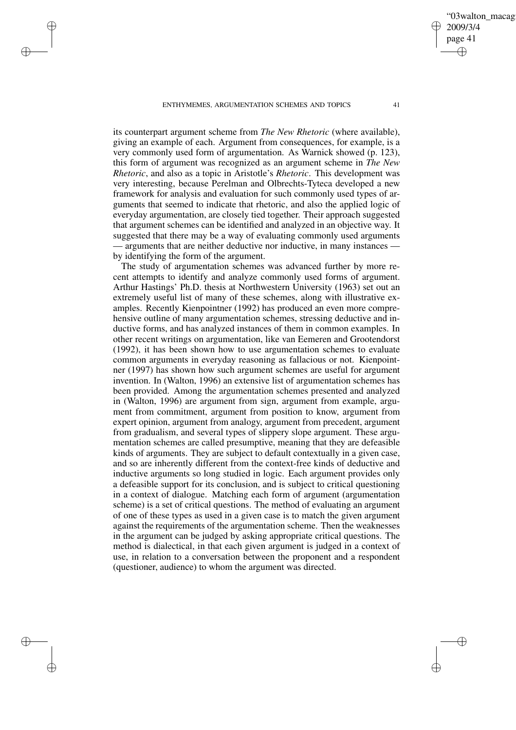its counterpart argument scheme from *The New Rhetoric* (where available), giving an example of each. Argument from consequences, for example, is a very commonly used form of argumentation. As Warnick showed (p. 123), this form of argument was recognized as an argument scheme in *The New Rhetoric*, and also as a topic in Aristotle's *Rhetoric*. This development was very interesting, because Perelman and Olbrechts-Tyteca developed a new framework for analysis and evaluation for such commonly used types of arguments that seemed to indicate that rhetoric, and also the applied logic of everyday argumentation, are closely tied together. Their approach suggested that argument schemes can be identified and analyzed in an objective way. It suggested that there may be a way of evaluating commonly used arguments — arguments that are neither deductive nor inductive, in many instances — by identifying the form of the argument.

The study of argumentation schemes was advanced further by more recent attempts to identify and analyze commonly used forms of argument. Arthur Hastings' Ph.D. thesis at Northwestern University (1963) set out an extremely useful list of many of these schemes, along with illustrative examples. Recently Kienpointner (1992) has produced an even more comprehensive outline of many argumentation schemes, stressing deductive and inductive forms, and has analyzed instances of them in common examples. In other recent writings on argumentation, like van Eemeren and Grootendorst (1992), it has been shown how to use argumentation schemes to evaluate common arguments in everyday reasoning as fallacious or not. Kienpointner (1997) has shown how such argument schemes are useful for argument invention. In (Walton, 1996) an extensive list of argumentation schemes has been provided. Among the argumentation schemes presented and analyzed in (Walton, 1996) are argument from sign, argument from example, argument from commitment, argument from position to know, argument from expert opinion, argument from analogy, argument from precedent, argument from gradualism, and several types of slippery slope argument. These argumentation schemes are called presumptive, meaning that they are defeasible kinds of arguments. They are subject to default contextually in a given case, and so are inherently different from the context-free kinds of deductive and inductive arguments so long studied in logic. Each argument provides only a defeasible support for its conclusion, and is subject to critical questioning in a context of dialogue. Matching each form of argument (argumentation scheme) is a set of critical questions. The method of evaluating an argument of one of these types as used in a given case is to match the given argument against the requirements of the argumentation scheme. Then the weaknesses in the argument can be judged by asking appropriate critical questions. The method is dialectical, in that each given argument is judged in a context of use, in relation to a conversation between the proponent and a respondent (questioner, audience) to whom the argument was directed.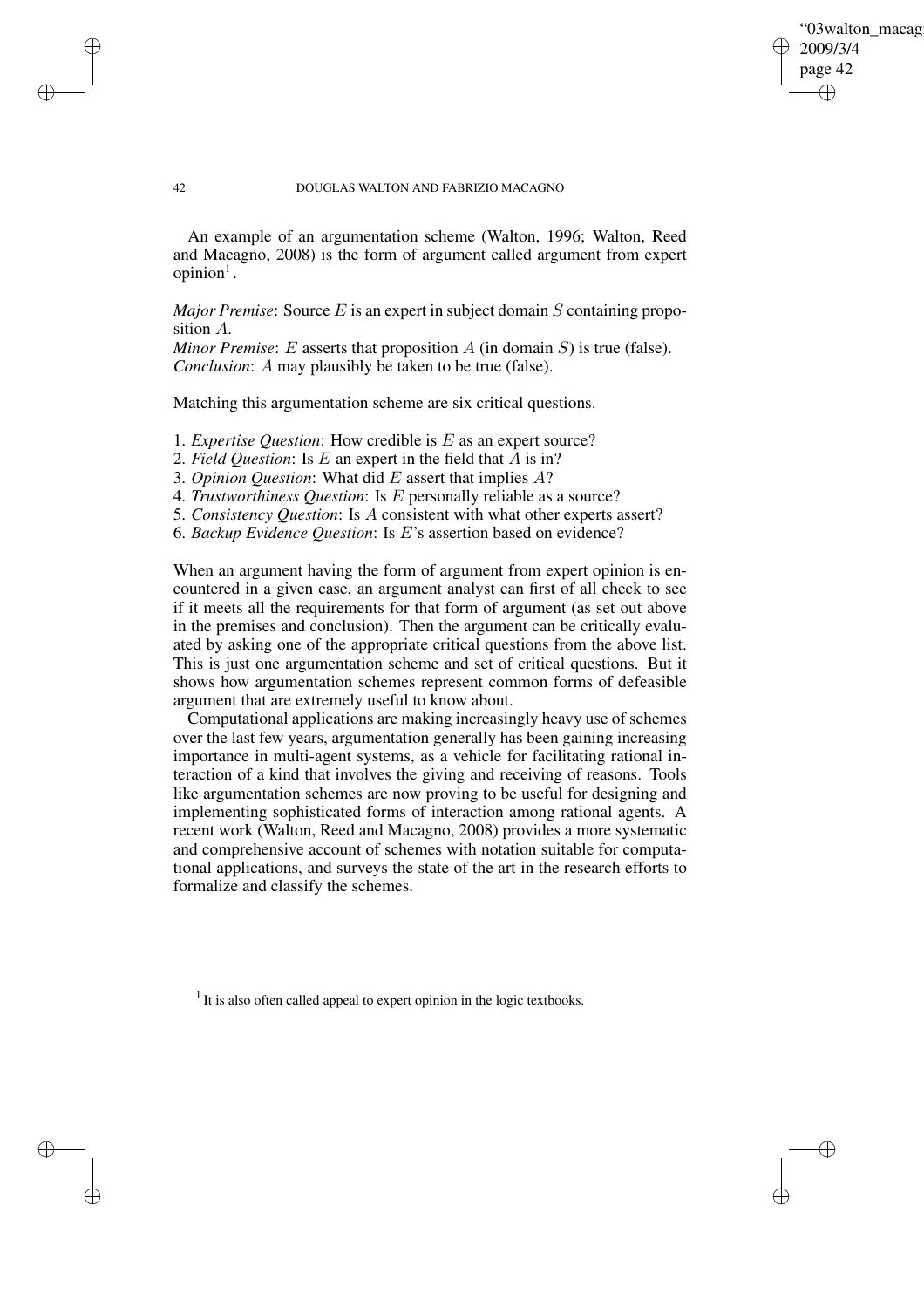An example of an argumentation scheme (Walton, 1996; Walton, Reed and Macagno, 2008) is the form of argument called argument from expert opinion[1].

*Major Premise*: Source $E$ is an expert in subject domain $S$ containing proposition $A$.
*Minor Premise*: $E$ asserts that proposition $A$ (in domain $S$) is true (false).
*Conclusion*: $A$ may plausibly be taken to be true (false).

Matching this argumentation scheme are six critical questions.

1. *Expertise Question*: How credible is $E$ as an expert source?
2. *Field Question*: Is $E$ an expert in the field that $A$ is in?
3. *Opinion Question*: What did $E$ assert that implies $A$?
4. *Trustworthiness Question*: Is $E$ personally reliable as a source?
5. *Consistency Question*: Is $A$ consistent with what other experts assert?
6. *Backup Evidence Question*: Is $E$'s assertion based on evidence?

When an argument having the form of argument from expert opinion is encountered in a given case, an argument analyst can first of all check to see if it meets all the requirements for that form of argument (as set out above in the premises and conclusion). Then the argument can be critically evaluated by asking one of the appropriate critical questions from the above list. This is just one argumentation scheme and set of critical questions. But it shows how argumentation schemes represent common forms of defeasible argument that are extremely useful to know about.

Computational applications are making increasingly heavy use of schemes over the last few years, argumentation generally has been gaining increasing importance in multi-agent systems, as a vehicle for facilitating rational interaction of a kind that involves the giving and receiving of reasons. Tools like argumentation schemes are now proving to be useful for designing and implementing sophisticated forms of interaction among rational agents. A recent work (Walton, Reed and Macagno, 2008) provides a more systematic and comprehensive account of schemes with notation suitable for computational applications, and surveys the state of the art in the research efforts to formalize and classify the schemes.

[1] It is also often called appeal to expert opinion in the logic textbooks.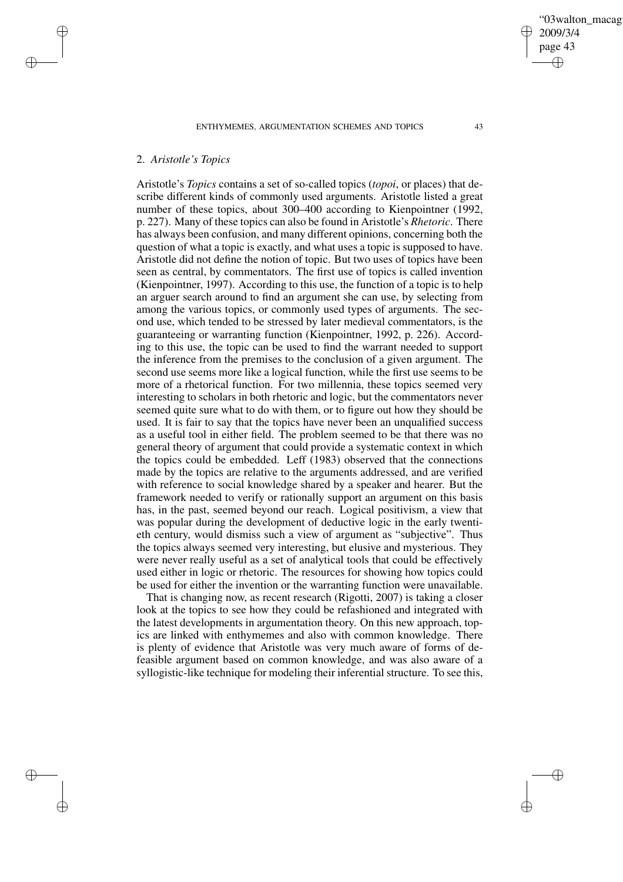## 2. *Aristotle's Topics*

Aristotle's *Topics* contains a set of so-called topics (*topoi*, or places) that describe different kinds of commonly used arguments. Aristotle listed a great number of these topics, about 300–400 according to Kienpointner (1992, p. 227). Many of these topics can also be found in Aristotle's *Rhetoric*. There has always been confusion, and many different opinions, concerning both the question of what a topic is exactly, and what uses a topic is supposed to have. Aristotle did not define the notion of topic. But two uses of topics have been seen as central, by commentators. The first use of topics is called invention (Kienpointner, 1997). According to this use, the function of a topic is to help an arguer search around to find an argument she can use, by selecting from among the various topics, or commonly used types of arguments. The second use, which tended to be stressed by later medieval commentators, is the guaranteeing or warranting function (Kienpointner, 1992, p. 226). According to this use, the topic can be used to find the warrant needed to support the inference from the premises to the conclusion of a given argument. The second use seems more like a logical function, while the first use seems to be more of a rhetorical function. For two millennia, these topics seemed very interesting to scholars in both rhetoric and logic, but the commentators never seemed quite sure what to do with them, or to figure out how they should be used. It is fair to say that the topics have never been an unqualified success as a useful tool in either field. The problem seemed to be that there was no general theory of argument that could provide a systematic context in which the topics could be embedded. Leff (1983) observed that the connections made by the topics are relative to the arguments addressed, and are verified with reference to social knowledge shared by a speaker and hearer. But the framework needed to verify or rationally support an argument on this basis has, in the past, seemed beyond our reach. Logical positivism, a view that was popular during the development of deductive logic in the early twentieth century, would dismiss such a view of argument as "subjective". Thus the topics always seemed very interesting, but elusive and mysterious. They were never really useful as a set of analytical tools that could be effectively used either in logic or rhetoric. The resources for showing how topics could be used for either the invention or the warranting function were unavailable.

That is changing now, as recent research (Rigotti, 2007) is taking a closer look at the topics to see how they could be refashioned and integrated with the latest developments in argumentation theory. On this new approach, topics are linked with enthymemes and also with common knowledge. There is plenty of evidence that Aristotle was very much aware of forms of defeasible argument based on common knowledge, and was also aware of a syllogistic-like technique for modeling their inferential structure. To see this,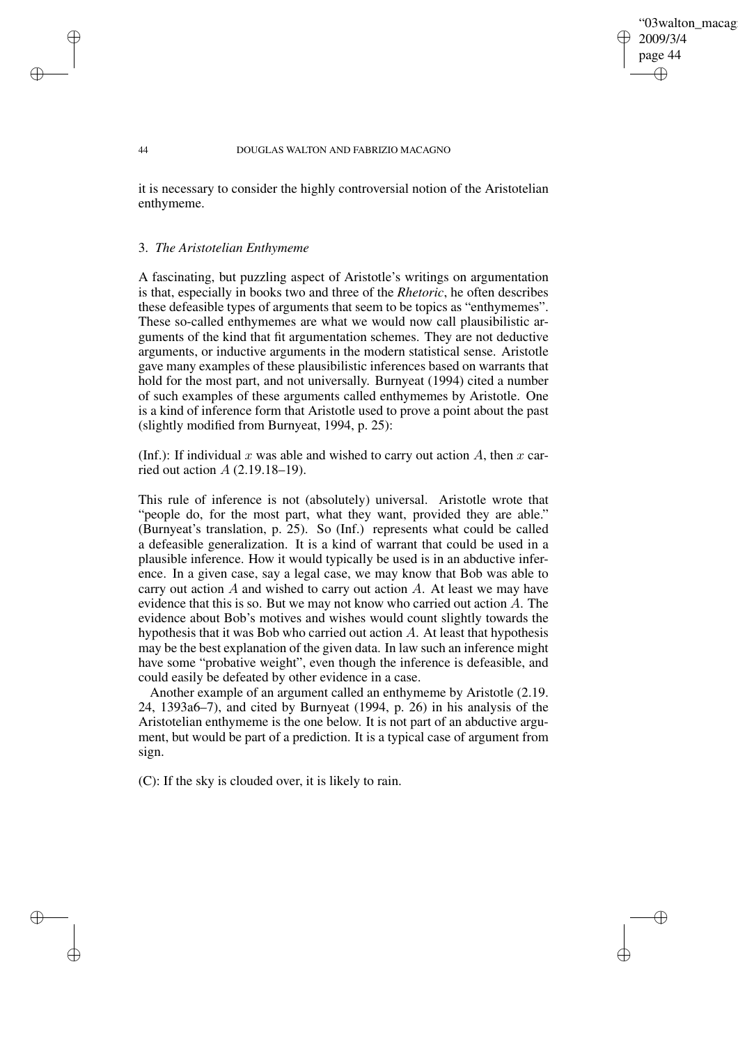it is necessary to consider the highly controversial notion of the Aristotelian enthymeme.

### 3. *The Aristotelian Enthymeme*

A fascinating, but puzzling aspect of Aristotle's writings on argumentation is that, especially in books two and three of the *Rhetoric*, he often describes these defeasible types of arguments that seem to be topics as "enthymemes". These so-called enthymemes are what we would now call plausibilistic arguments of the kind that fit argumentation schemes. They are not deductive arguments, or inductive arguments in the modern statistical sense. Aristotle gave many examples of these plausibilistic inferences based on warrants that hold for the most part, and not universally. Burnyeat (1994) cited a number of such examples of these arguments called enthymemes by Aristotle. One is a kind of inference form that Aristotle used to prove a point about the past (slightly modified from Burnyeat, 1994, p. 25):

(Inf.): If individual $x$ was able and wished to carry out action $A$, then $x$ carried out action $A$ (2.19.18–19).

This rule of inference is not (absolutely) universal. Aristotle wrote that "people do, for the most part, what they want, provided they are able." (Burnyeat's translation, p. 25). So (Inf.) represents what could be called a defeasible generalization. It is a kind of warrant that could be used in a plausible inference. How it would typically be used is in an abductive inference. In a given case, say a legal case, we may know that Bob was able to carry out action $A$ and wished to carry out action $A$. At least we may have evidence that this is so. But we may not know who carried out action $A$. The evidence about Bob's motives and wishes would count slightly towards the hypothesis that it was Bob who carried out action $A$. At least that hypothesis may be the best explanation of the given data. In law such an inference might have some "probative weight", even though the inference is defeasible, and could easily be defeated by other evidence in a case.

Another example of an argument called an enthymeme by Aristotle (2.19. 24, 1393a6–7), and cited by Burnyeat (1994, p. 26) in his analysis of the Aristotelian enthymeme is the one below. It is not part of an abductive argument, but would be part of a prediction. It is a typical case of argument from sign.

(C): If the sky is clouded over, it is likely to rain.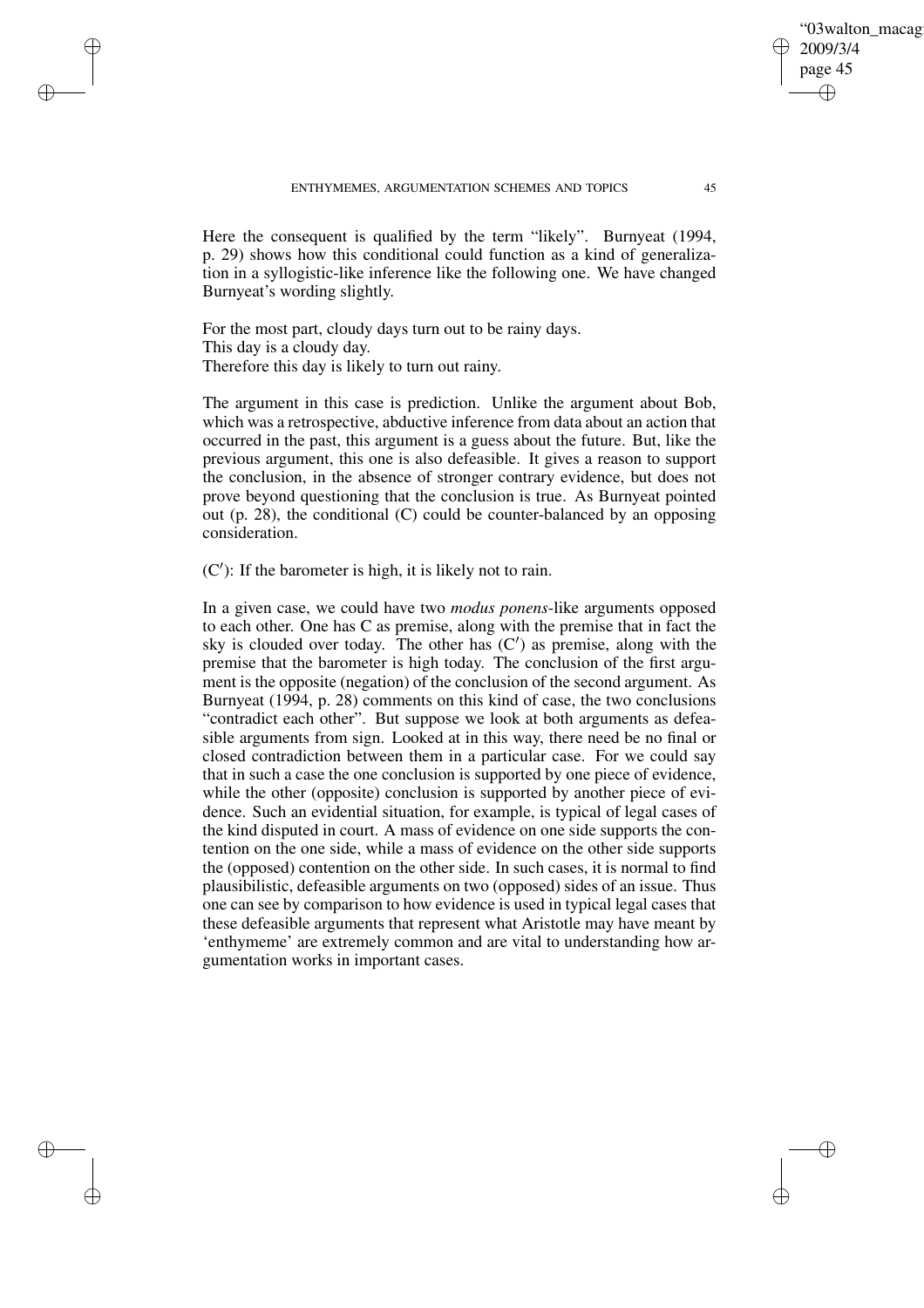Here the consequent is qualified by the term "likely". Burnyeat (1994, p. 29) shows how this conditional could function as a kind of generalization in a syllogistic-like inference like the following one. We have changed Burnyeat's wording slightly.

For the most part, cloudy days turn out to be rainy days.
This day is a cloudy day.
Therefore this day is likely to turn out rainy.

The argument in this case is prediction. Unlike the argument about Bob, which was a retrospective, abductive inference from data about an action that occurred in the past, this argument is a guess about the future. But, like the previous argument, this one is also defeasible. It gives a reason to support the conclusion, in the absence of stronger contrary evidence, but does not prove beyond questioning that the conclusion is true. As Burnyeat pointed out (p. 28), the conditional (C) could be counter-balanced by an opposing consideration.

(C′): If the barometer is high, it is likely not to rain.

In a given case, we could have two *modus ponens*-like arguments opposed to each other. One has C as premise, along with the premise that in fact the sky is clouded over today. The other has (C′) as premise, along with the premise that the barometer is high today. The conclusion of the first argument is the opposite (negation) of the conclusion of the second argument. As Burnyeat (1994, p. 28) comments on this kind of case, the two conclusions "contradict each other". But suppose we look at both arguments as defeasible arguments from sign. Looked at in this way, there need be no final or closed contradiction between them in a particular case. For we could say that in such a case the one conclusion is supported by one piece of evidence, while the other (opposite) conclusion is supported by another piece of evidence. Such an evidential situation, for example, is typical of legal cases of the kind disputed in court. A mass of evidence on one side supports the contention on the one side, while a mass of evidence on the other side supports the (opposed) contention on the other side. In such cases, it is normal to find plausibilistic, defeasible arguments on two (opposed) sides of an issue. Thus one can see by comparison to how evidence is used in typical legal cases that these defeasible arguments that represent what Aristotle may have meant by 'enthymeme' are extremely common and are vital to understanding how argumentation works in important cases.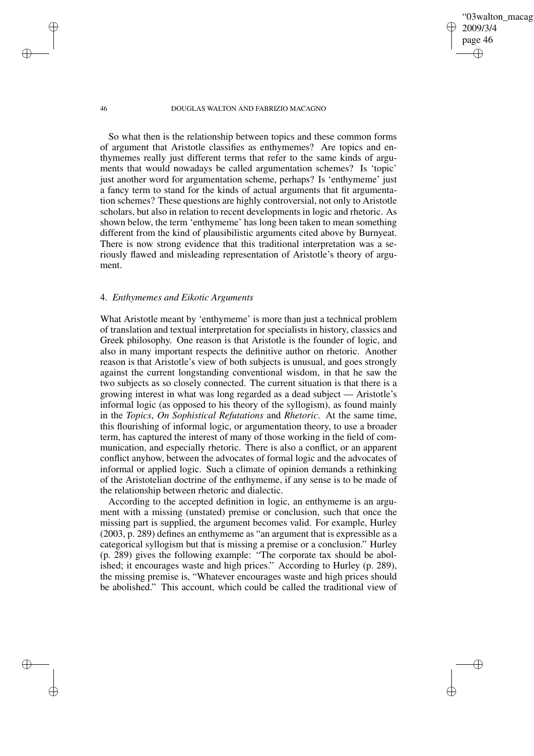So what then is the relationship between topics and these common forms of argument that Aristotle classifies as enthymemes? Are topics and enthymemes really just different terms that refer to the same kinds of arguments that would nowadays be called argumentation schemes? Is 'topic' just another word for argumentation scheme, perhaps? Is 'enthymeme' just a fancy term to stand for the kinds of actual arguments that fit argumentation schemes? These questions are highly controversial, not only to Aristotle scholars, but also in relation to recent developments in logic and rhetoric. As shown below, the term 'enthymeme' has long been taken to mean something different from the kind of plausibilistic arguments cited above by Burnyeat. There is now strong evidence that this traditional interpretation was a seriously flawed and misleading representation of Aristotle's theory of argument.

## 4. *Enthymemes and Eikotic Arguments*

What Aristotle meant by 'enthymeme' is more than just a technical problem of translation and textual interpretation for specialists in history, classics and Greek philosophy. One reason is that Aristotle is the founder of logic, and also in many important respects the definitive author on rhetoric. Another reason is that Aristotle's view of both subjects is unusual, and goes strongly against the current longstanding conventional wisdom, in that he saw the two subjects as so closely connected. The current situation is that there is a growing interest in what was long regarded as a dead subject — Aristotle's informal logic (as opposed to his theory of the syllogism), as found mainly in the *Topics*, *On Sophistical Refutations* and *Rhetoric*. At the same time, this flourishing of informal logic, or argumentation theory, to use a broader term, has captured the interest of many of those working in the field of communication, and especially rhetoric. There is also a conflict, or an apparent conflict anyhow, between the advocates of formal logic and the advocates of informal or applied logic. Such a climate of opinion demands a rethinking of the Aristotelian doctrine of the enthymeme, if any sense is to be made of the relationship between rhetoric and dialectic.

According to the accepted definition in logic, an enthymeme is an argument with a missing (unstated) premise or conclusion, such that once the missing part is supplied, the argument becomes valid. For example, Hurley (2003, p. 289) defines an enthymeme as "an argument that is expressible as a categorical syllogism but that is missing a premise or a conclusion." Hurley (p. 289) gives the following example: "The corporate tax should be abolished; it encourages waste and high prices." According to Hurley (p. 289), the missing premise is, "Whatever encourages waste and high prices should be abolished." This account, which could be called the traditional view of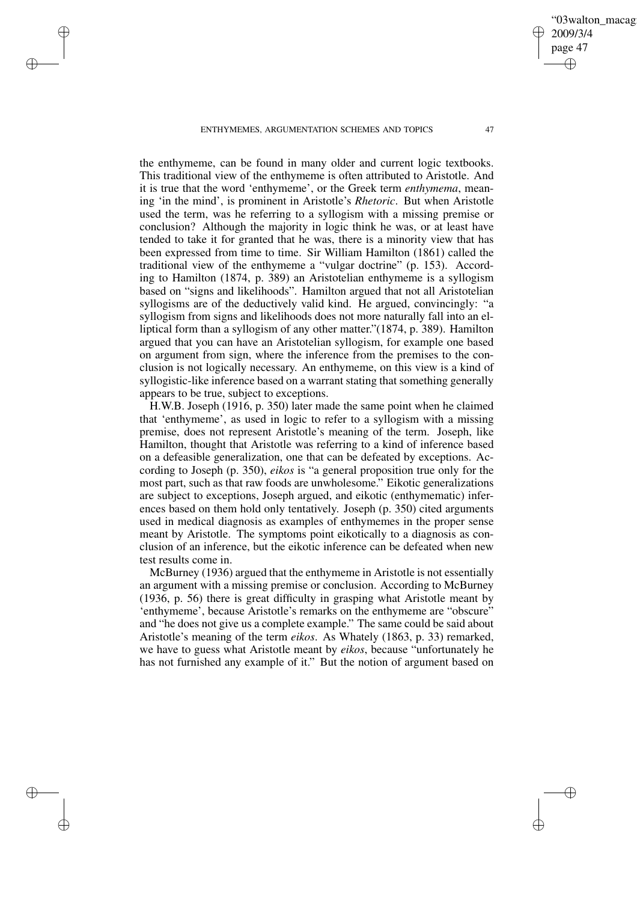the enthymeme, can be found in many older and current logic textbooks. This traditional view of the enthymeme is often attributed to Aristotle. And it is true that the word 'enthymeme', or the Greek term *enthymema*, meaning 'in the mind', is prominent in Aristotle's *Rhetoric*. But when Aristotle used the term, was he referring to a syllogism with a missing premise or conclusion? Although the majority in logic think he was, or at least have tended to take it for granted that he was, there is a minority view that has been expressed from time to time. Sir William Hamilton (1861) called the traditional view of the enthymeme a "vulgar doctrine" (p. 153). According to Hamilton (1874, p. 389) an Aristotelian enthymeme is a syllogism based on "signs and likelihoods". Hamilton argued that not all Aristotelian syllogisms are of the deductively valid kind. He argued, convincingly: "a syllogism from signs and likelihoods does not more naturally fall into an elliptical form than a syllogism of any other matter."(1874, p. 389). Hamilton argued that you can have an Aristotelian syllogism, for example one based on argument from sign, where the inference from the premises to the conclusion is not logically necessary. An enthymeme, on this view is a kind of syllogistic-like inference based on a warrant stating that something generally appears to be true, subject to exceptions.

H.W.B. Joseph (1916, p. 350) later made the same point when he claimed that 'enthymeme', as used in logic to refer to a syllogism with a missing premise, does not represent Aristotle's meaning of the term. Joseph, like Hamilton, thought that Aristotle was referring to a kind of inference based on a defeasible generalization, one that can be defeated by exceptions. According to Joseph (p. 350), *eikos* is "a general proposition true only for the most part, such as that raw foods are unwholesome." Eikotic generalizations are subject to exceptions, Joseph argued, and eikotic (enthymematic) inferences based on them hold only tentatively. Joseph (p. 350) cited arguments used in medical diagnosis as examples of enthymemes in the proper sense meant by Aristotle. The symptoms point eikotically to a diagnosis as conclusion of an inference, but the eikotic inference can be defeated when new test results come in.

McBurney (1936) argued that the enthymeme in Aristotle is not essentially an argument with a missing premise or conclusion. According to McBurney (1936, p. 56) there is great difficulty in grasping what Aristotle meant by 'enthymeme', because Aristotle's remarks on the enthymeme are "obscure" and "he does not give us a complete example." The same could be said about Aristotle's meaning of the term *eikos*. As Whately (1863, p. 33) remarked, we have to guess what Aristotle meant by *eikos*, because "unfortunately he has not furnished any example of it." But the notion of argument based on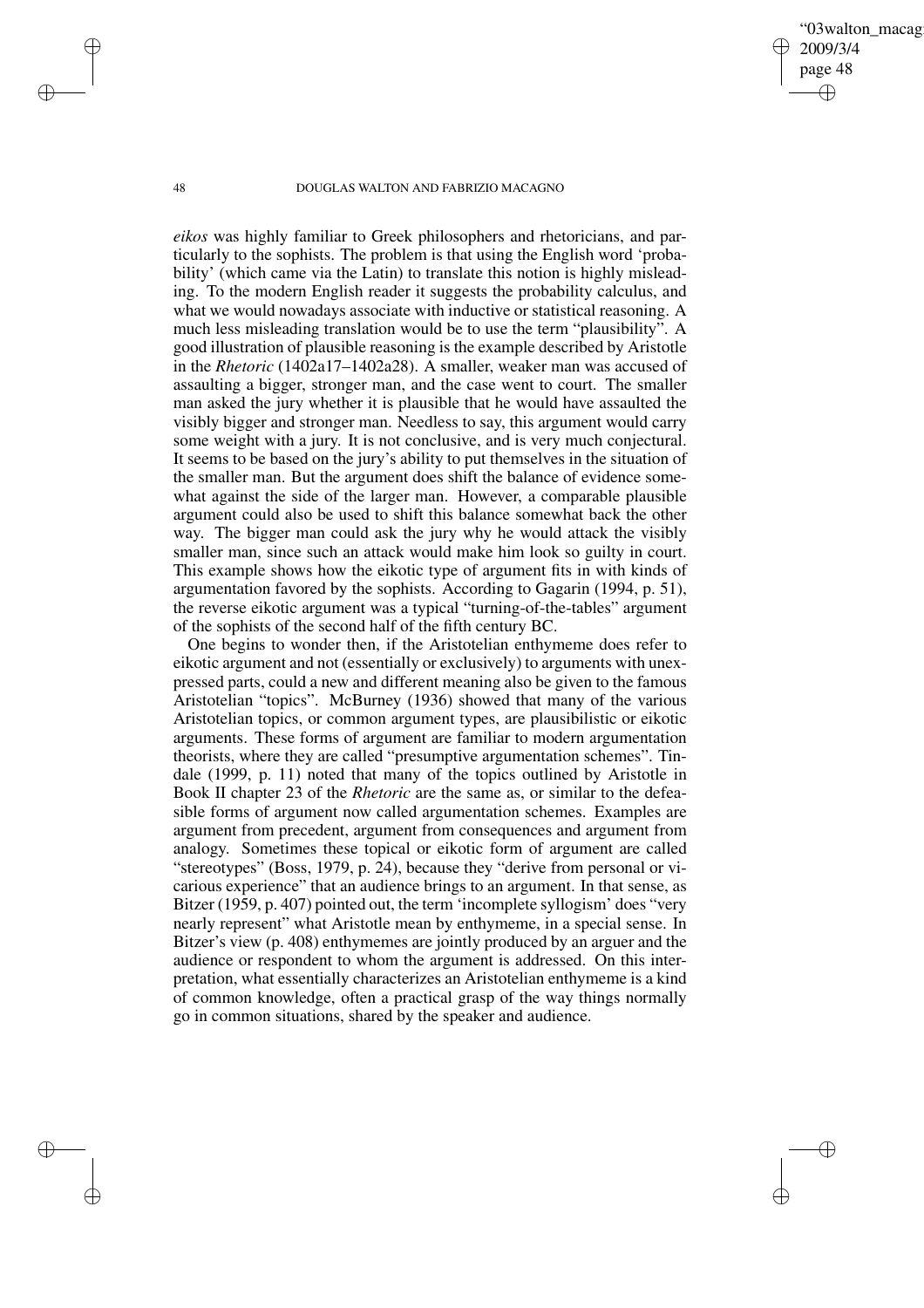*eikos* was highly familiar to Greek philosophers and rhetoricians, and particularly to the sophists. The problem is that using the English word 'probability' (which came via the Latin) to translate this notion is highly misleading. To the modern English reader it suggests the probability calculus, and what we would nowadays associate with inductive or statistical reasoning. A much less misleading translation would be to use the term "plausibility". A good illustration of plausible reasoning is the example described by Aristotle in the *Rhetoric* (1402a17–1402a28). A smaller, weaker man was accused of assaulting a bigger, stronger man, and the case went to court. The smaller man asked the jury whether it is plausible that he would have assaulted the visibly bigger and stronger man. Needless to say, this argument would carry some weight with a jury. It is not conclusive, and is very much conjectural. It seems to be based on the jury's ability to put themselves in the situation of the smaller man. But the argument does shift the balance of evidence somewhat against the side of the larger man. However, a comparable plausible argument could also be used to shift this balance somewhat back the other way. The bigger man could ask the jury why he would attack the visibly smaller man, since such an attack would make him look so guilty in court. This example shows how the eikotic type of argument fits in with kinds of argumentation favored by the sophists. According to Gagarin (1994, p. 51), the reverse eikotic argument was a typical "turning-of-the-tables" argument of the sophists of the second half of the fifth century BC.

One begins to wonder then, if the Aristotelian enthymeme does refer to eikotic argument and not (essentially or exclusively) to arguments with unexpressed parts, could a new and different meaning also be given to the famous Aristotelian "topics". McBurney (1936) showed that many of the various Aristotelian topics, or common argument types, are plausibilistic or eikotic arguments. These forms of argument are familiar to modern argumentation theorists, where they are called "presumptive argumentation schemes". Tindale (1999, p. 11) noted that many of the topics outlined by Aristotle in Book II chapter 23 of the *Rhetoric* are the same as, or similar to the defeasible forms of argument now called argumentation schemes. Examples are argument from precedent, argument from consequences and argument from analogy. Sometimes these topical or eikotic form of argument are called "stereotypes" (Boss, 1979, p. 24), because they "derive from personal or vicarious experience" that an audience brings to an argument. In that sense, as Bitzer (1959, p. 407) pointed out, the term 'incomplete syllogism' does "very nearly represent" what Aristotle mean by enthymeme, in a special sense. In Bitzer's view (p. 408) enthymemes are jointly produced by an arguer and the audience or respondent to whom the argument is addressed. On this interpretation, what essentially characterizes an Aristotelian enthymeme is a kind of common knowledge, often a practical grasp of the way things normally go in common situations, shared by the speaker and audience.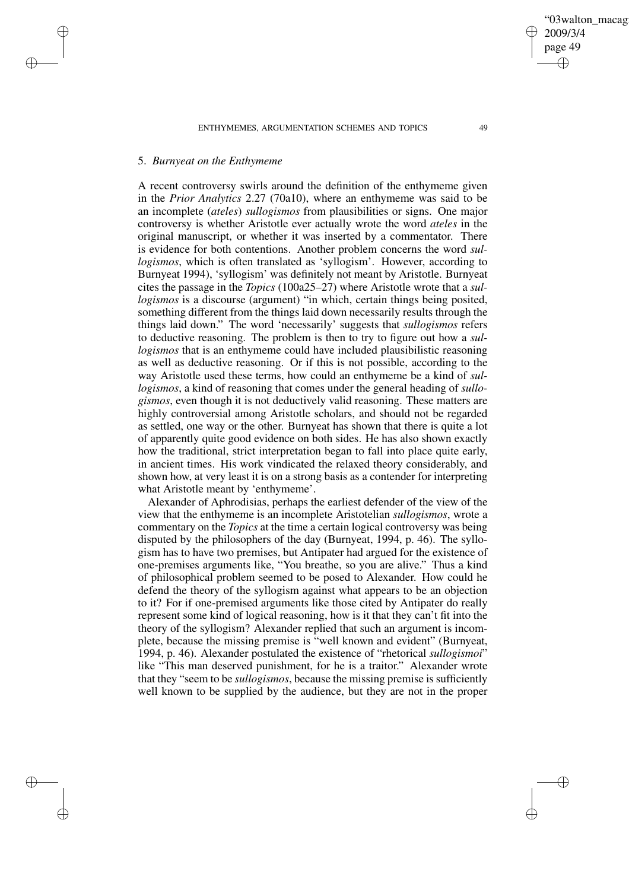## 5. *Burnyeat on the Enthymeme*

A recent controversy swirls around the definition of the enthymeme given in the *Prior Analytics* 2.27 (70a10), where an enthymeme was said to be an incomplete (*ateles*) *sullogismos* from plausibilities or signs. One major controversy is whether Aristotle ever actually wrote the word *ateles* in the original manuscript, or whether it was inserted by a commentator. There is evidence for both contentions. Another problem concerns the word *sullogismos*, which is often translated as 'syllogism'. However, according to Burnyeat 1994), 'syllogism' was definitely not meant by Aristotle. Burnyeat cites the passage in the *Topics* (100a25–27) where Aristotle wrote that a *sullogismos* is a discourse (argument) "in which, certain things being posited, something different from the things laid down necessarily results through the things laid down." The word 'necessarily' suggests that *sullogismos* refers to deductive reasoning. The problem is then to try to figure out how a *sullogismos* that is an enthymeme could have included plausibilistic reasoning as well as deductive reasoning. Or if this is not possible, according to the way Aristotle used these terms, how could an enthymeme be a kind of *sullogismos*, a kind of reasoning that comes under the general heading of *sullogismos*, even though it is not deductively valid reasoning. These matters are highly controversial among Aristotle scholars, and should not be regarded as settled, one way or the other. Burnyeat has shown that there is quite a lot of apparently quite good evidence on both sides. He has also shown exactly how the traditional, strict interpretation began to fall into place quite early, in ancient times. His work vindicated the relaxed theory considerably, and shown how, at very least it is on a strong basis as a contender for interpreting what Aristotle meant by 'enthymeme'.

Alexander of Aphrodisias, perhaps the earliest defender of the view of the view that the enthymeme is an incomplete Aristotelian *sullogismos*, wrote a commentary on the *Topics* at the time a certain logical controversy was being disputed by the philosophers of the day (Burnyeat, 1994, p. 46). The syllogism has to have two premises, but Antipater had argued for the existence of one-premises arguments like, "You breathe, so you are alive." Thus a kind of philosophical problem seemed to be posed to Alexander. How could he defend the theory of the syllogism against what appears to be an objection to it? For if one-premised arguments like those cited by Antipater do really represent some kind of logical reasoning, how is it that they can't fit into the theory of the syllogism? Alexander replied that such an argument is incomplete, because the missing premise is "well known and evident" (Burnyeat, 1994, p. 46). Alexander postulated the existence of "rhetorical *sullogismoi*" like "This man deserved punishment, for he is a traitor." Alexander wrote that they "seem to be *sullogismos*, because the missing premise is sufficiently well known to be supplied by the audience, but they are not in the proper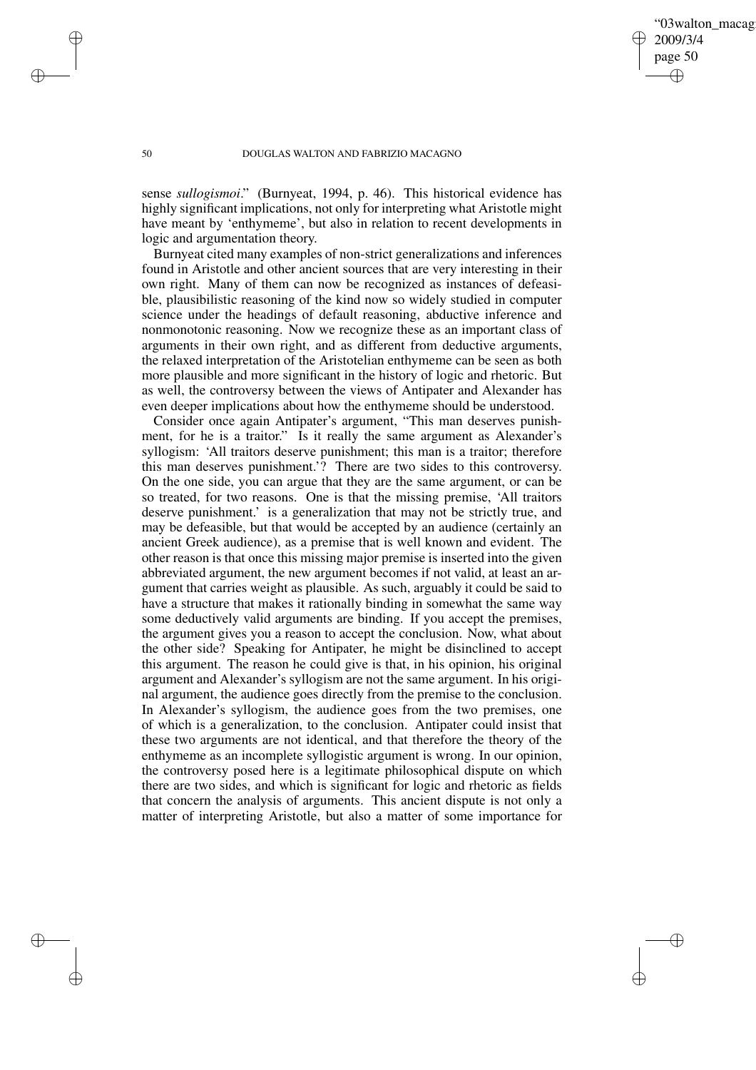sense *sullogismoi*." (Burnyeat, 1994, p. 46). This historical evidence has highly significant implications, not only for interpreting what Aristotle might have meant by 'enthymeme', but also in relation to recent developments in logic and argumentation theory.

Burnyeat cited many examples of non-strict generalizations and inferences found in Aristotle and other ancient sources that are very interesting in their own right. Many of them can now be recognized as instances of defeasible, plausibilistic reasoning of the kind now so widely studied in computer science under the headings of default reasoning, abductive inference and nonmonotonic reasoning. Now we recognize these as an important class of arguments in their own right, and as different from deductive arguments, the relaxed interpretation of the Aristotelian enthymeme can be seen as both more plausible and more significant in the history of logic and rhetoric. But as well, the controversy between the views of Antipater and Alexander has even deeper implications about how the enthymeme should be understood.

Consider once again Antipater's argument, "This man deserves punishment, for he is a traitor." Is it really the same argument as Alexander's syllogism: 'All traitors deserve punishment; this man is a traitor; therefore this man deserves punishment.'? There are two sides to this controversy. On the one side, you can argue that they are the same argument, or can be so treated, for two reasons. One is that the missing premise, 'All traitors deserve punishment.' is a generalization that may not be strictly true, and may be defeasible, but that would be accepted by an audience (certainly an ancient Greek audience), as a premise that is well known and evident. The other reason is that once this missing major premise is inserted into the given abbreviated argument, the new argument becomes if not valid, at least an argument that carries weight as plausible. As such, arguably it could be said to have a structure that makes it rationally binding in somewhat the same way some deductively valid arguments are binding. If you accept the premises, the argument gives you a reason to accept the conclusion. Now, what about the other side? Speaking for Antipater, he might be disinclined to accept this argument. The reason he could give is that, in his opinion, his original argument and Alexander's syllogism are not the same argument. In his original argument, the audience goes directly from the premise to the conclusion. In Alexander's syllogism, the audience goes from the two premises, one of which is a generalization, to the conclusion. Antipater could insist that these two arguments are not identical, and that therefore the theory of the enthymeme as an incomplete syllogistic argument is wrong. In our opinion, the controversy posed here is a legitimate philosophical dispute on which there are two sides, and which is significant for logic and rhetoric as fields that concern the analysis of arguments. This ancient dispute is not only a matter of interpreting Aristotle, but also a matter of some importance for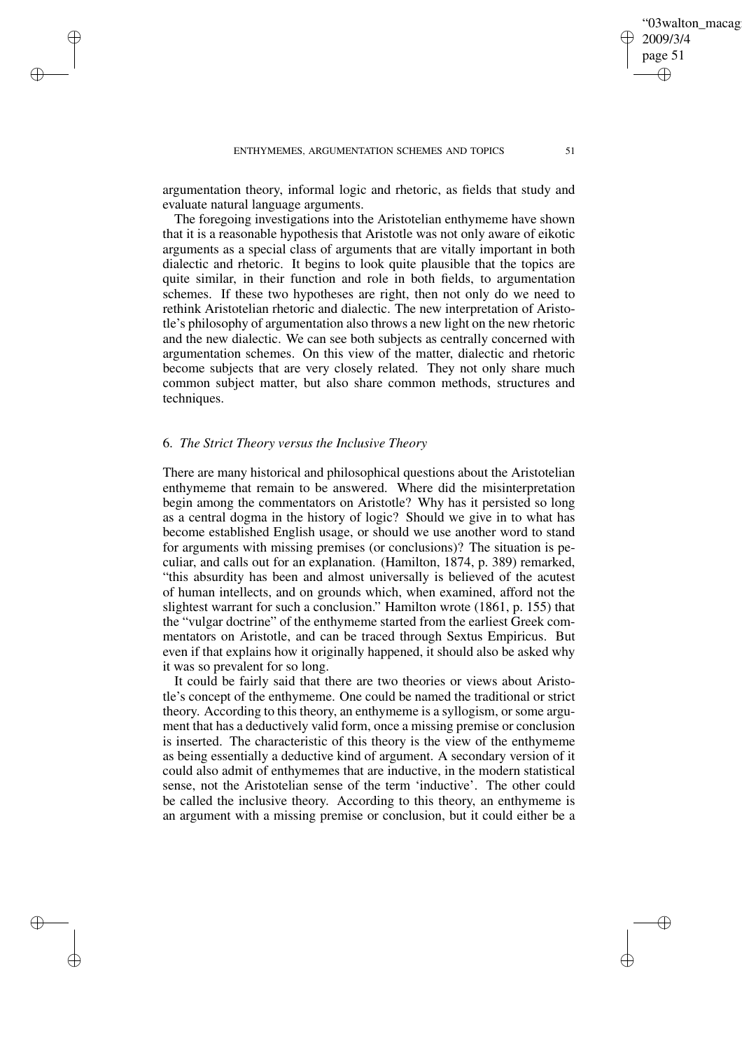argumentation theory, informal logic and rhetoric, as fields that study and evaluate natural language arguments.

The foregoing investigations into the Aristotelian enthymeme have shown that it is a reasonable hypothesis that Aristotle was not only aware of eikotic arguments as a special class of arguments that are vitally important in both dialectic and rhetoric. It begins to look quite plausible that the topics are quite similar, in their function and role in both fields, to argumentation schemes. If these two hypotheses are right, then not only do we need to rethink Aristotelian rhetoric and dialectic. The new interpretation of Aristotle's philosophy of argumentation also throws a new light on the new rhetoric and the new dialectic. We can see both subjects as centrally concerned with argumentation schemes. On this view of the matter, dialectic and rhetoric become subjects that are very closely related. They not only share much common subject matter, but also share common methods, structures and techniques.

## 6. *The Strict Theory versus the Inclusive Theory*

There are many historical and philosophical questions about the Aristotelian enthymeme that remain to be answered. Where did the misinterpretation begin among the commentators on Aristotle? Why has it persisted so long as a central dogma in the history of logic? Should we give in to what has become established English usage, or should we use another word to stand for arguments with missing premises (or conclusions)? The situation is peculiar, and calls out for an explanation. (Hamilton, 1874, p. 389) remarked, "this absurdity has been and almost universally is believed of the acutest of human intellects, and on grounds which, when examined, afford not the slightest warrant for such a conclusion." Hamilton wrote (1861, p. 155) that the "vulgar doctrine" of the enthymeme started from the earliest Greek commentators on Aristotle, and can be traced through Sextus Empiricus. But even if that explains how it originally happened, it should also be asked why it was so prevalent for so long.

It could be fairly said that there are two theories or views about Aristotle's concept of the enthymeme. One could be named the traditional or strict theory. According to this theory, an enthymeme is a syllogism, or some argument that has a deductively valid form, once a missing premise or conclusion is inserted. The characteristic of this theory is the view of the enthymeme as being essentially a deductive kind of argument. A secondary version of it could also admit of enthymemes that are inductive, in the modern statistical sense, not the Aristotelian sense of the term 'inductive'. The other could be called the inclusive theory. According to this theory, an enthymeme is an argument with a missing premise or conclusion, but it could either be a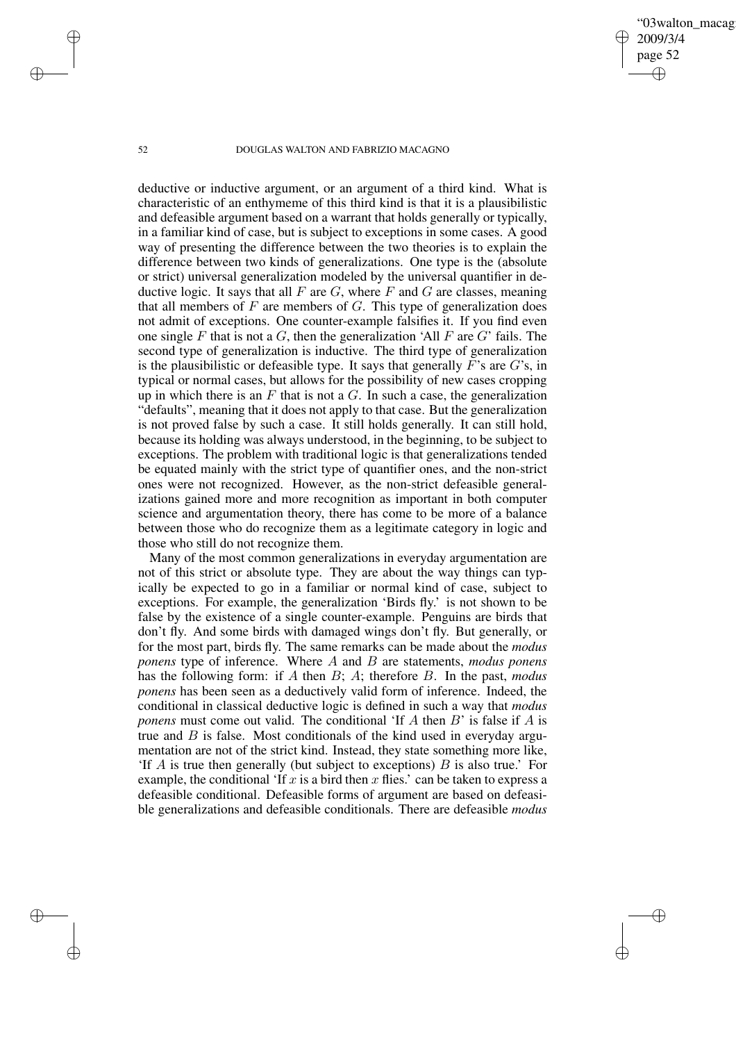deductive or inductive argument, or an argument of a third kind. What is characteristic of an enthymeme of this third kind is that it is a plausibilistic and defeasible argument based on a warrant that holds generally or typically, in a familiar kind of case, but is subject to exceptions in some cases. A good way of presenting the difference between the two theories is to explain the difference between two kinds of generalizations. One type is the (absolute or strict) universal generalization modeled by the universal quantifier in deductive logic. It says that all $F$ are $G$, where $F$ and $G$ are classes, meaning that all members of $F$ are members of $G$. This type of generalization does not admit of exceptions. One counter-example falsifies it. If you find even one single $F$ that is not a $G$, then the generalization 'All $F$ are $G$' fails. The second type of generalization is inductive. The third type of generalization is the plausibilistic or defeasible type. It says that generally $F$'s are $G$'s, in typical or normal cases, but allows for the possibility of new cases cropping up in which there is an $F$ that is not a $G$. In such a case, the generalization "defaults", meaning that it does not apply to that case. But the generalization is not proved false by such a case. It still holds generally. It can still hold, because its holding was always understood, in the beginning, to be subject to exceptions. The problem with traditional logic is that generalizations tended be equated mainly with the strict type of quantifier ones, and the non-strict ones were not recognized. However, as the non-strict defeasible generalizations gained more and more recognition as important in both computer science and argumentation theory, there has come to be more of a balance between those who do recognize them as a legitimate category in logic and those who still do not recognize them.

Many of the most common generalizations in everyday argumentation are not of this strict or absolute type. They are about the way things can typically be expected to go in a familiar or normal kind of case, subject to exceptions. For example, the generalization 'Birds fly.' is not shown to be false by the existence of a single counter-example. Penguins are birds that don't fly. And some birds with damaged wings don't fly. But generally, or for the most part, birds fly. The same remarks can be made about the *modus ponens* type of inference. Where $A$ and $B$ are statements, *modus ponens* has the following form: if $A$ then $B$; $A$; therefore $B$. In the past, *modus ponens* has been seen as a deductively valid form of inference. Indeed, the conditional in classical deductive logic is defined in such a way that *modus ponens* must come out valid. The conditional 'If $A$ then $B$' is false if $A$ is true and $B$ is false. Most conditionals of the kind used in everyday argumentation are not of the strict kind. Instead, they state something more like, 'If $A$ is true then generally (but subject to exceptions) $B$ is also true.' For example, the conditional 'If $x$ is a bird then $x$ flies.' can be taken to express a defeasible conditional. Defeasible forms of argument are based on defeasible generalizations and defeasible conditionals. There are defeasible *modus*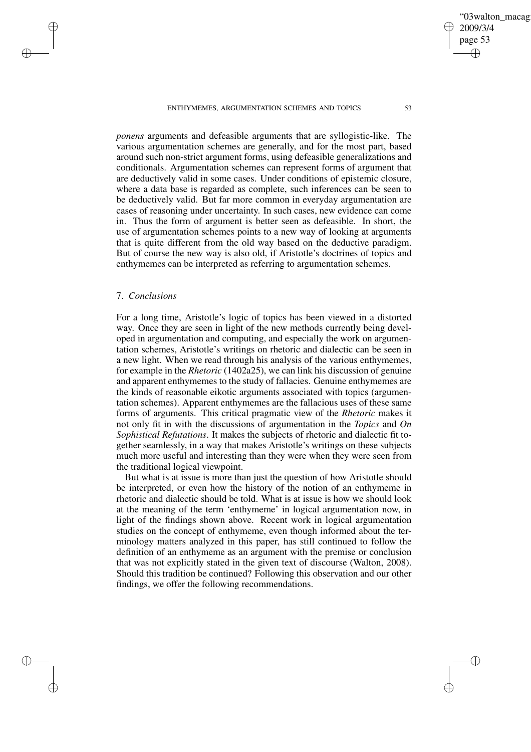*ponens* arguments and defeasible arguments that are syllogistic-like. The various argumentation schemes are generally, and for the most part, based around such non-strict argument forms, using defeasible generalizations and conditionals. Argumentation schemes can represent forms of argument that are deductively valid in some cases. Under conditions of epistemic closure, where a data base is regarded as complete, such inferences can be seen to be deductively valid. But far more common in everyday argumentation are cases of reasoning under uncertainty. In such cases, new evidence can come in. Thus the form of argument is better seen as defeasible. In short, the use of argumentation schemes points to a new way of looking at arguments that is quite different from the old way based on the deductive paradigm. But of course the new way is also old, if Aristotle's doctrines of topics and enthymemes can be interpreted as referring to argumentation schemes.

## 7. *Conclusions*

For a long time, Aristotle's logic of topics has been viewed in a distorted way. Once they are seen in light of the new methods currently being developed in argumentation and computing, and especially the work on argumentation schemes, Aristotle's writings on rhetoric and dialectic can be seen in a new light. When we read through his analysis of the various enthymemes, for example in the *Rhetoric* (1402a25), we can link his discussion of genuine and apparent enthymemes to the study of fallacies. Genuine enthymemes are the kinds of reasonable eikotic arguments associated with topics (argumentation schemes). Apparent enthymemes are the fallacious uses of these same forms of arguments. This critical pragmatic view of the *Rhetoric* makes it not only fit in with the discussions of argumentation in the *Topics* and *On Sophistical Refutations*. It makes the subjects of rhetoric and dialectic fit together seamlessly, in a way that makes Aristotle's writings on these subjects much more useful and interesting than they were when they were seen from the traditional logical viewpoint.

But what is at issue is more than just the question of how Aristotle should be interpreted, or even how the history of the notion of an enthymeme in rhetoric and dialectic should be told. What is at issue is how we should look at the meaning of the term 'enthymeme' in logical argumentation now, in light of the findings shown above. Recent work in logical argumentation studies on the concept of enthymeme, even though informed about the terminology matters analyzed in this paper, has still continued to follow the definition of an enthymeme as an argument with the premise or conclusion that was not explicitly stated in the given text of discourse (Walton, 2008). Should this tradition be continued? Following this observation and our other findings, we offer the following recommendations.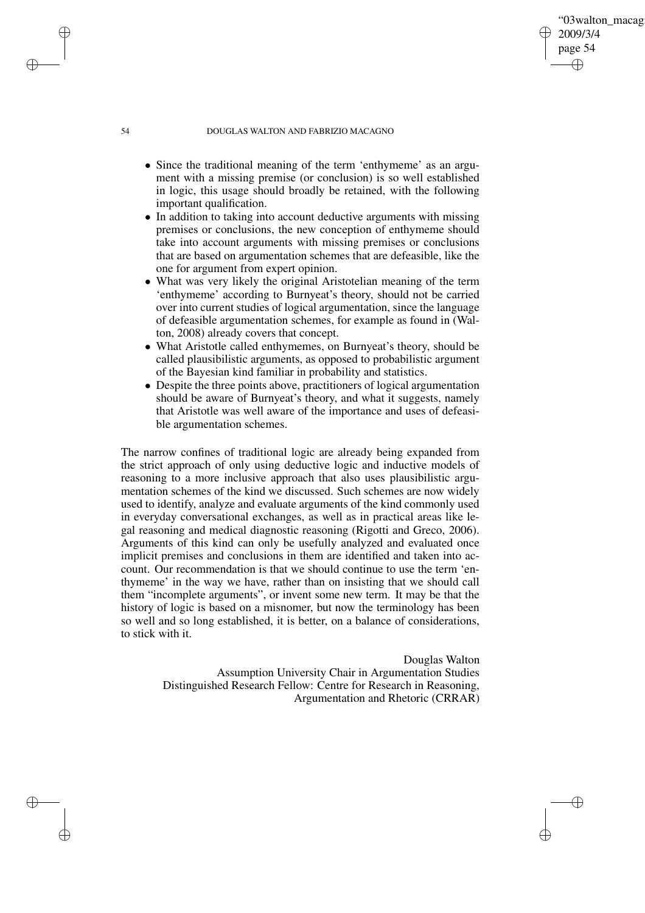- Since the traditional meaning of the term 'enthymeme' as an argument with a missing premise (or conclusion) is so well established in logic, this usage should broadly be retained, with the following important qualification.
- In addition to taking into account deductive arguments with missing premises or conclusions, the new conception of enthymeme should take into account arguments with missing premises or conclusions that are based on argumentation schemes that are defeasible, like the one for argument from expert opinion.
- What was very likely the original Aristotelian meaning of the term 'enthymeme' according to Burnyeat's theory, should not be carried over into current studies of logical argumentation, since the language of defeasible argumentation schemes, for example as found in (Walton, 2008) already covers that concept.
- What Aristotle called enthymemes, on Burnyeat's theory, should be called plausibilistic arguments, as opposed to probabilistic argument of the Bayesian kind familiar in probability and statistics.
- Despite the three points above, practitioners of logical argumentation should be aware of Burnyeat's theory, and what it suggests, namely that Aristotle was well aware of the importance and uses of defeasible argumentation schemes.

The narrow confines of traditional logic are already being expanded from the strict approach of only using deductive logic and inductive models of reasoning to a more inclusive approach that also uses plausibilistic argumentation schemes of the kind we discussed. Such schemes are now widely used to identify, analyze and evaluate arguments of the kind commonly used in everyday conversational exchanges, as well as in practical areas like legal reasoning and medical diagnostic reasoning (Rigotti and Greco, 2006). Arguments of this kind can only be usefully analyzed and evaluated once implicit premises and conclusions in them are identified and taken into account. Our recommendation is that we should continue to use the term 'enthymeme' in the way we have, rather than on insisting that we should call them "incomplete arguments", or invent some new term. It may be that the history of logic is based on a misnomer, but now the terminology has been so well and so long established, it is better, on a balance of considerations, to stick with it.

Douglas Walton
Assumption University Chair in Argumentation Studies
Distinguished Research Fellow: Centre for Research in Reasoning, Argumentation and Rhetoric (CRRAR)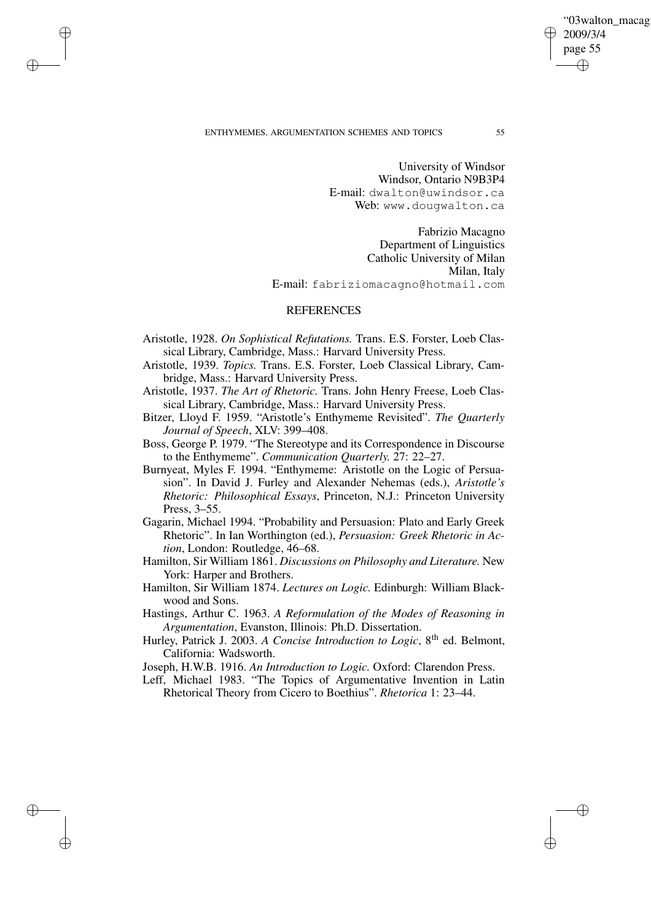University of Windsor
Windsor, Ontario N9B3P4
E-mail: dwalton@uwindsor.ca
Web: www.dougwalton.ca

Fabrizio Macagno
Department of Linguistics
Catholic University of Milan
Milan, Italy
E-mail: fabriziomacagno@hotmail.com

## REFERENCES

Aristotle, 1928. *On Sophistical Refutations.* Trans. E.S. Forster, Loeb Classical Library, Cambridge, Mass.: Harvard University Press.

Aristotle, 1939. *Topics.* Trans. E.S. Forster, Loeb Classical Library, Cambridge, Mass.: Harvard University Press.

Aristotle, 1937. *The Art of Rhetoric.* Trans. John Henry Freese, Loeb Classical Library, Cambridge, Mass.: Harvard University Press.

Bitzer, Lloyd F. 1959. "Aristotle's Enthymeme Revisited". *The Quarterly Journal of Speech*, XLV: 399–408.

Boss, George P. 1979. "The Stereotype and its Correspondence in Discourse to the Enthymeme". *Communication Quarterly.* 27: 22–27.

Burnyeat, Myles F. 1994. "Enthymeme: Aristotle on the Logic of Persuasion". In David J. Furley and Alexander Nehemas (eds.), *Aristotle's Rhetoric: Philosophical Essays*, Princeton, N.J.: Princeton University Press, 3–55.

Gagarin, Michael 1994. "Probability and Persuasion: Plato and Early Greek Rhetoric". In Ian Worthington (ed.), *Persuasion: Greek Rhetoric in Action*, London: Routledge, 46–68.

Hamilton, Sir William 1861. *Discussions on Philosophy and Literature.* New York: Harper and Brothers.

Hamilton, Sir William 1874. *Lectures on Logic.* Edinburgh: William Blackwood and Sons.

Hastings, Arthur C. 1963. *A Reformulation of the Modes of Reasoning in Argumentation*, Evanston, Illinois: Ph.D. Dissertation.

Hurley, Patrick J. 2003. *A Concise Introduction to Logic*, 8th ed. Belmont, California: Wadsworth.

Joseph, H.W.B. 1916. *An Introduction to Logic.* Oxford: Clarendon Press.

Leff, Michael 1983. "The Topics of Argumentative Invention in Latin Rhetorical Theory from Cicero to Boethius". *Rhetorica* 1: 23–44.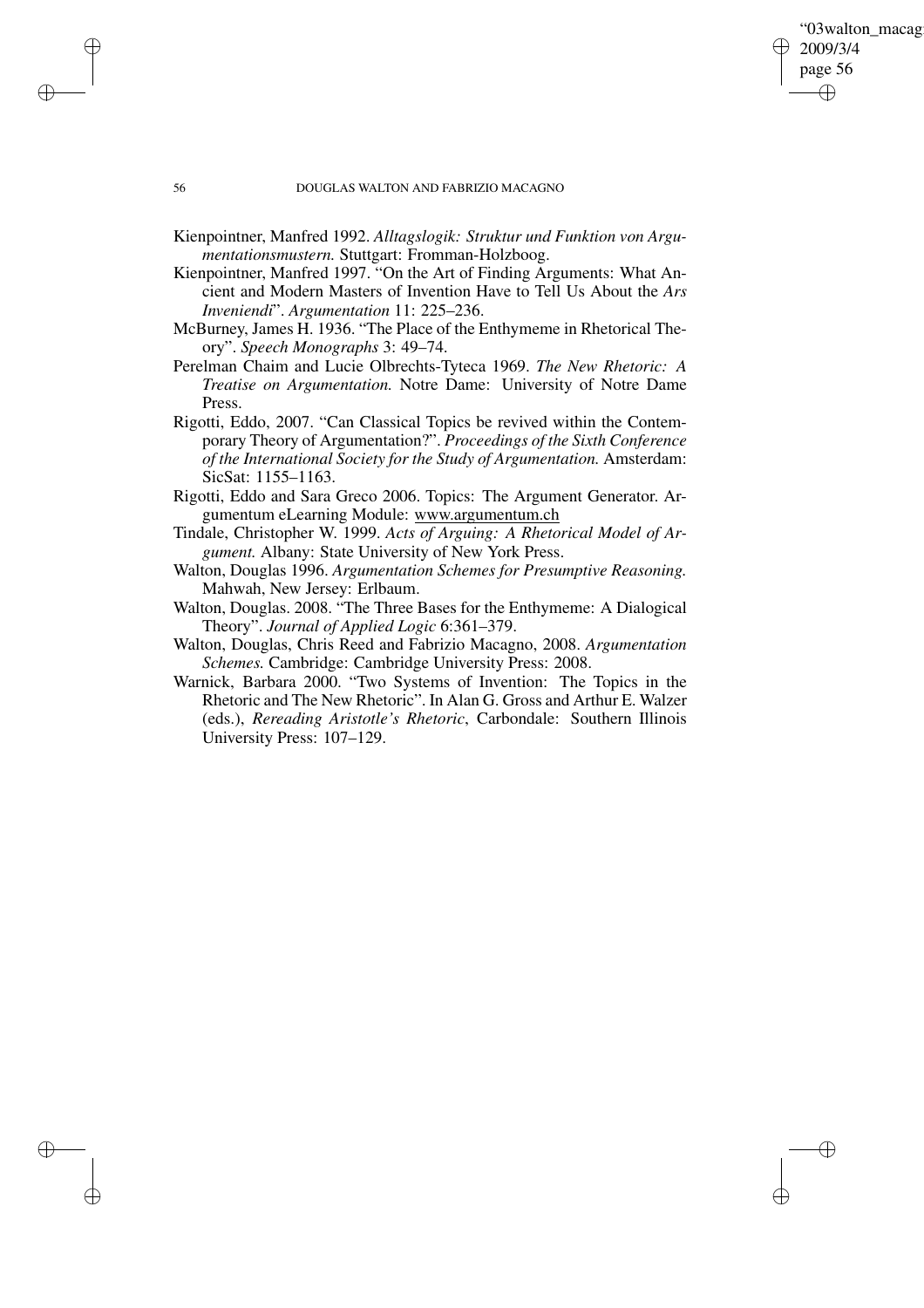Kienpointner, Manfred 1992. *Alltagslogik: Struktur und Funktion von Argumentationsmustern.* Stuttgart: Fromman-Holzboog.

Kienpointner, Manfred 1997. "On the Art of Finding Arguments: What Ancient and Modern Masters of Invention Have to Tell Us About the *Ars Inveniendi*". *Argumentation* 11: 225–236.

McBurney, James H. 1936. "The Place of the Enthymeme in Rhetorical Theory". *Speech Monographs* 3: 49–74.

Perelman Chaim and Lucie Olbrechts-Tyteca 1969. *The New Rhetoric: A Treatise on Argumentation.* Notre Dame: University of Notre Dame Press.

Rigotti, Eddo, 2007. "Can Classical Topics be revived within the Contemporary Theory of Argumentation?". *Proceedings of the Sixth Conference of the International Society for the Study of Argumentation.* Amsterdam: SicSat: 1155–1163.

Rigotti, Eddo and Sara Greco 2006. Topics: The Argument Generator. Argumentum eLearning Module: www.argumentum.ch

Tindale, Christopher W. 1999. *Acts of Arguing: A Rhetorical Model of Argument.* Albany: State University of New York Press.

Walton, Douglas 1996. *Argumentation Schemes for Presumptive Reasoning.* Mahwah, New Jersey: Erlbaum.

Walton, Douglas. 2008. "The Three Bases for the Enthymeme: A Dialogical Theory". *Journal of Applied Logic* 6:361–379.

Walton, Douglas, Chris Reed and Fabrizio Macagno, 2008. *Argumentation Schemes.* Cambridge: Cambridge University Press: 2008.

Warnick, Barbara 2000. "Two Systems of Invention: The Topics in the Rhetoric and The New Rhetoric". In Alan G. Gross and Arthur E. Walzer (eds.), *Rereading Aristotle's Rhetoric*, Carbondale: Southern Illinois University Press: 107–129.